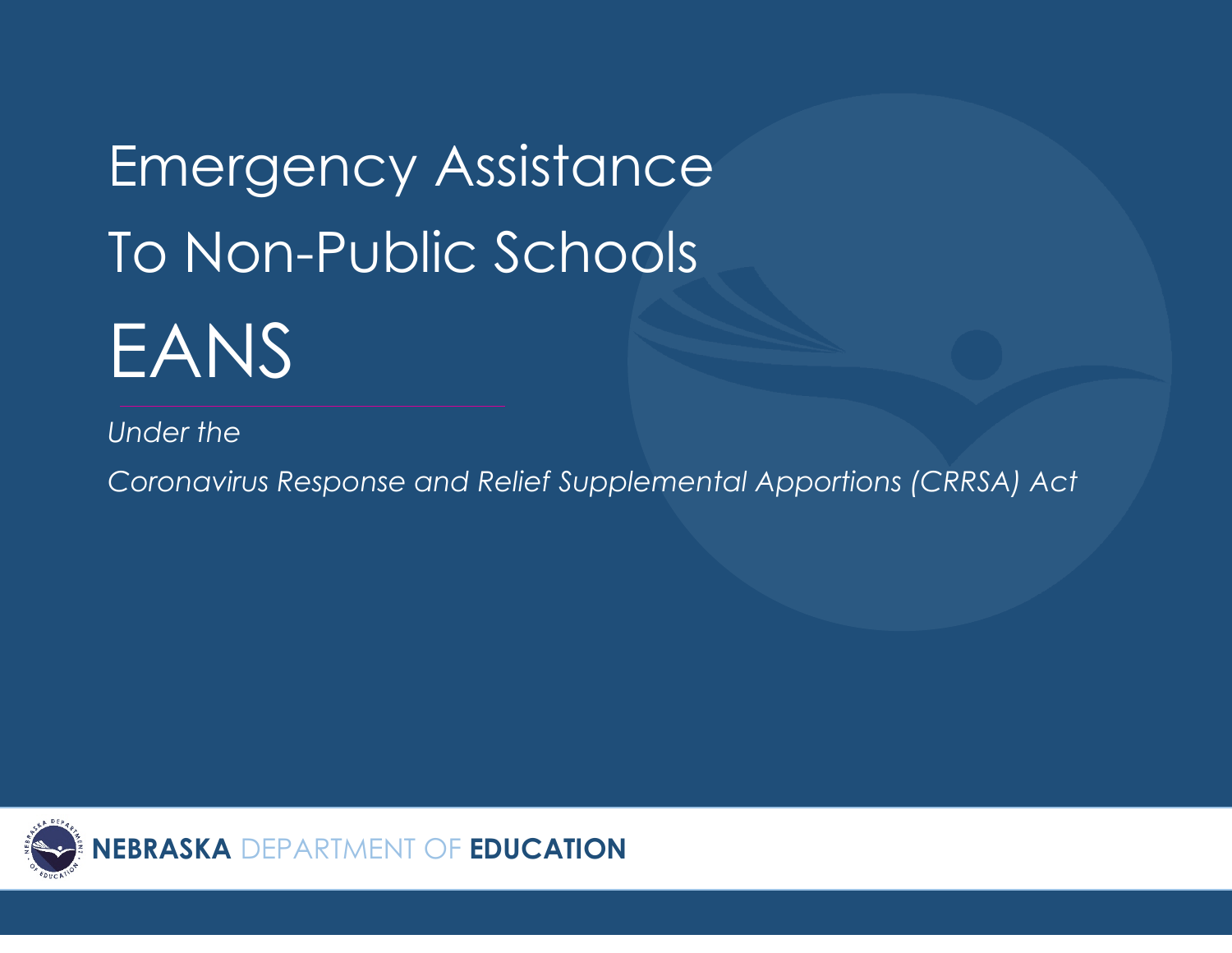# Emergency Assistance To Non-Public Schools EANS

*Under the*

*Coronavirus Response and Relief Supplemental Apportions (CRRSA) Act*

**NEBRASKA** DEPARTMENT OF **EDUCATION**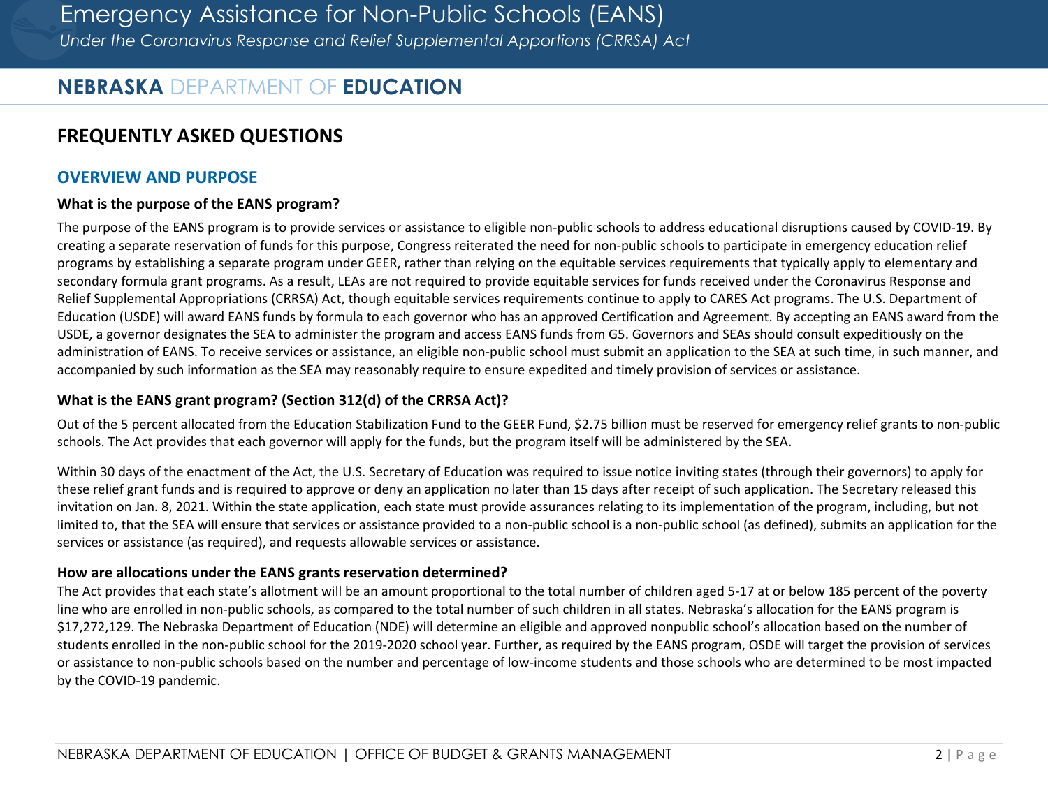## FREQUENTLY ASKED QUESTIONS

### OVERVIEW AND PURPOSE

**What is the purpose of the EANS program?**

The purpose of the EANS program is to provide services or assistance to eligible non-public schools to address educational disruptions caused by COVID-19. By creating a separate reservation of funds for this purpose, Congress reiterated the need for non-public schools to participate in emergency education relief programs by establishing a separate program under GEER, rather than relying on the equitable services requirements that typically apply to elementary and secondary formula grant programs. As a result, LEAs are not required to provide equitable services for funds received under the Coronavirus Response and Relief Supplemental Appropriations (CRRSA) Act, though equitable services requirements continue to apply to CARES Act programs. The U.S. Department of Education (USDE) will award EANS funds by formula to each governor who has an approved Certification and Agreement. By accepting an EANS award from the USDE, a governor designates the SEA to administer the program and access EANS funds from G5. Governors and SEAs should consult expeditiously on the administration of EANS. To receive services or assistance, an eligible non-public school must submit an application to the SEA at such time, in such manner, and accompanied by such information as the SEA may reasonably require to ensure expedited and timely provision of services or assistance.

**What is the EANS grant program? (Section 312(d) of the CRRSA Act)?**

Out of the 5 percent allocated from the Education Stabilization Fund to the GEER Fund, $2.75 billion must be reserved for emergency relief grants to non-public schools. The Act provides that each governor will apply for the funds, but the program itself will be administered by the SEA.

Within 30 days of the enactment of the Act, the U.S. Secretary of Education was required to issue notice inviting states (through their governors) to apply for these relief grant funds and is required to approve or deny an application no later than 15 days after receipt of such application. The Secretary released this invitation on Jan. 8, 2021. Within the state application, each state must provide assurances relating to its implementation of the program, including, but not limited to, that the SEA will ensure that services or assistance provided to a non-public school is a non-public school (as defined), submits an application for the services or assistance (as required), and requests allowable services or assistance.

**How are allocations under the EANS grants reservation determined?**

The Act provides that each state's allotment will be an amount proportional to the total number of children aged 5-17 at or below 185 percent of the poverty line who are enrolled in non-public schools, as compared to the total number of such children in all states. Nebraska's allocation for the EANS program is $17,272,129. The Nebraska Department of Education (NDE) will determine an eligible and approved nonpublic school's allocation based on the number of students enrolled in the non-public school for the 2019-2020 school year. Further, as required by the EANS program, OSDE will target the provision of services or assistance to non-public schools based on the number and percentage of low-income students and those schools who are determined to be most impacted by the COVID-19 pandemic.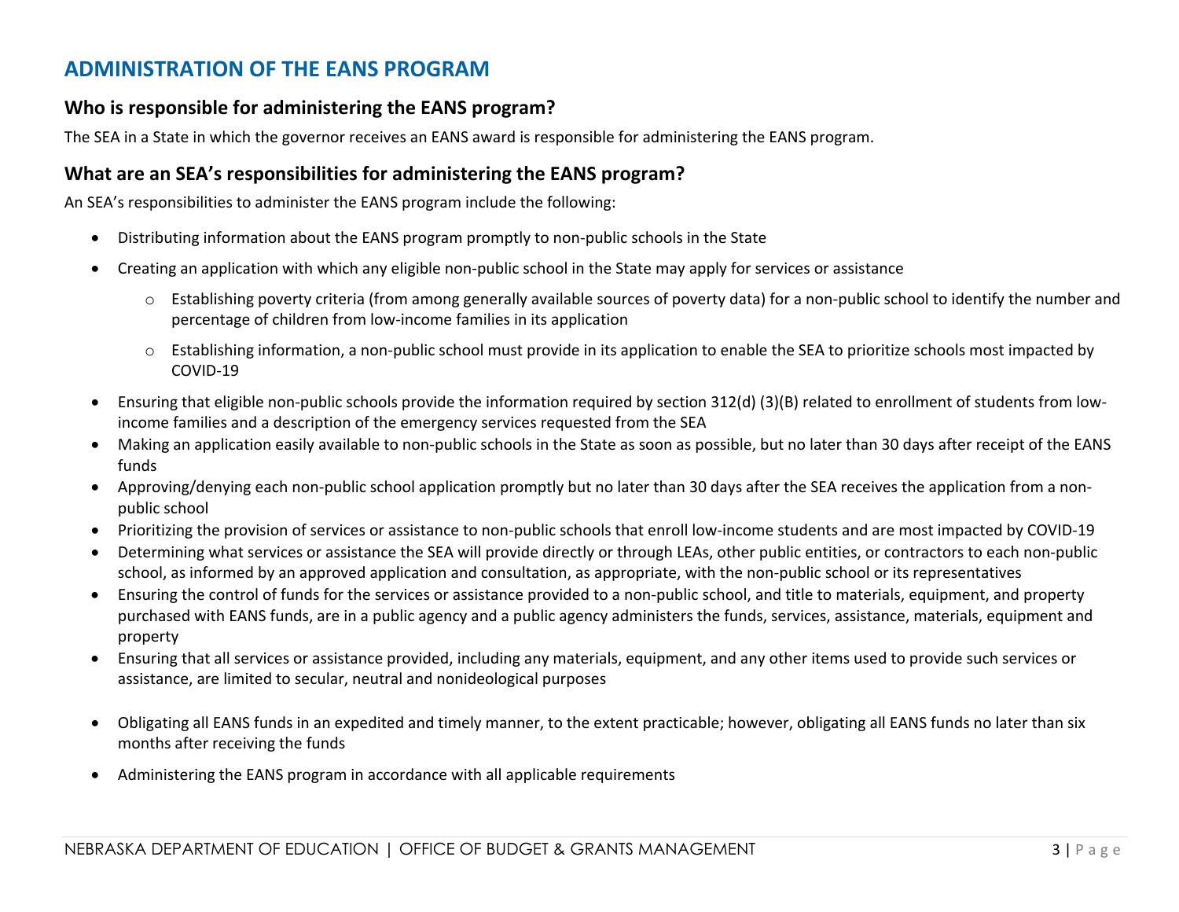## ADMINISTRATION OF THE EANS PROGRAM

### Who is responsible for administering the EANS program?

The SEA in a State in which the governor receives an EANS award is responsible for administering the EANS program.

### What are an SEA's responsibilities for administering the EANS program?

An SEA's responsibilities to administer the EANS program include the following:

- Distributing information about the EANS program promptly to non-public schools in the State
- Creating an application with which any eligible non-public school in the State may apply for services or assistance
  - Establishing poverty criteria (from among generally available sources of poverty data) for a non-public school to identify the number and percentage of children from low-income families in its application
  - Establishing information, a non-public school must provide in its application to enable the SEA to prioritize schools most impacted by COVID-19
- Ensuring that eligible non-public schools provide the information required by section 312(d) (3)(B) related to enrollment of students from low-income families and a description of the emergency services requested from the SEA
- Making an application easily available to non-public schools in the State as soon as possible, but no later than 30 days after receipt of the EANS funds
- Approving/denying each non-public school application promptly but no later than 30 days after the SEA receives the application from a non-public school
- Prioritizing the provision of services or assistance to non-public schools that enroll low-income students and are most impacted by COVID-19
- Determining what services or assistance the SEA will provide directly or through LEAs, other public entities, or contractors to each non-public school, as informed by an approved application and consultation, as appropriate, with the non-public school or its representatives
- Ensuring the control of funds for the services or assistance provided to a non-public school, and title to materials, equipment, and property purchased with EANS funds, are in a public agency and a public agency administers the funds, services, assistance, materials, equipment and property
- Ensuring that all services or assistance provided, including any materials, equipment, and any other items used to provide such services or assistance, are limited to secular, neutral and nonideological purposes
- Obligating all EANS funds in an expedited and timely manner, to the extent practicable; however, obligating all EANS funds no later than six months after receiving the funds
- Administering the EANS program in accordance with all applicable requirements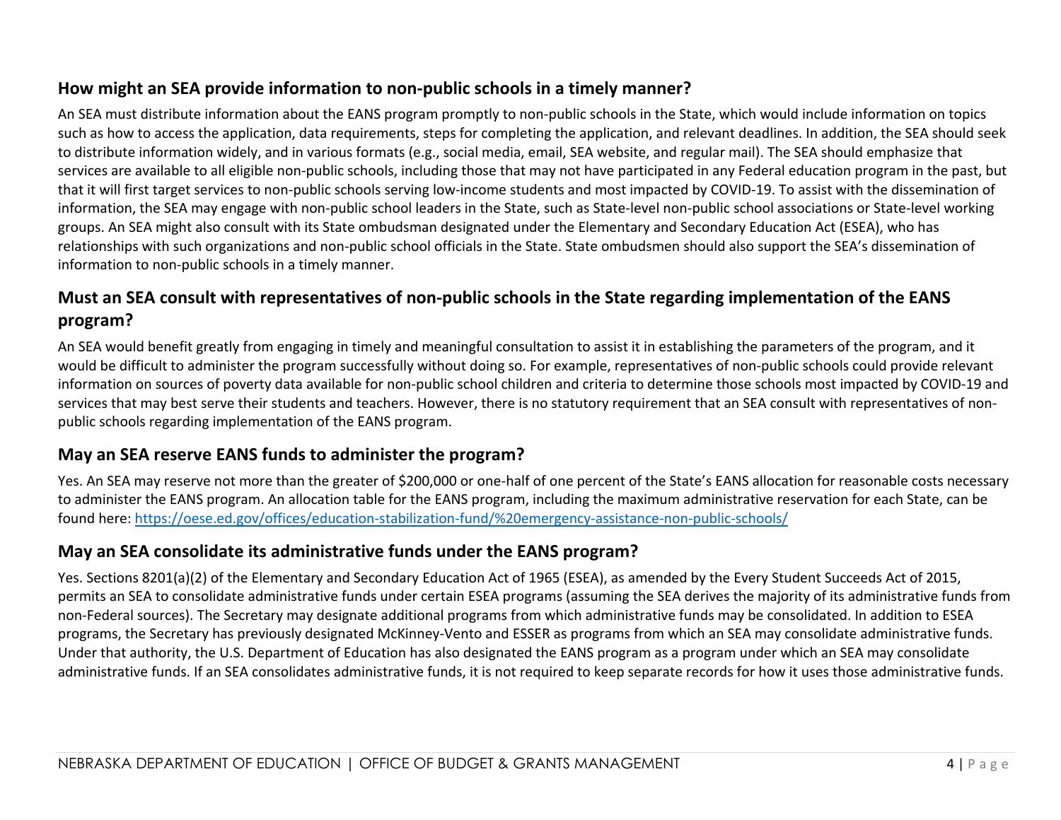## How might an SEA provide information to non-public schools in a timely manner?

An SEA must distribute information about the EANS program promptly to non-public schools in the State, which would include information on topics such as how to access the application, data requirements, steps for completing the application, and relevant deadlines. In addition, the SEA should seek to distribute information widely, and in various formats (e.g., social media, email, SEA website, and regular mail). The SEA should emphasize that services are available to all eligible non-public schools, including those that may not have participated in any Federal education program in the past, but that it will first target services to non-public schools serving low-income students and most impacted by COVID-19. To assist with the dissemination of information, the SEA may engage with non-public school leaders in the State, such as State-level non-public school associations or State-level working groups. An SEA might also consult with its State ombudsman designated under the Elementary and Secondary Education Act (ESEA), who has relationships with such organizations and non-public school officials in the State. State ombudsmen should also support the SEA's dissemination of information to non-public schools in a timely manner.

## Must an SEA consult with representatives of non-public schools in the State regarding implementation of the EANS program?

An SEA would benefit greatly from engaging in timely and meaningful consultation to assist it in establishing the parameters of the program, and it would be difficult to administer the program successfully without doing so. For example, representatives of non-public schools could provide relevant information on sources of poverty data available for non-public school children and criteria to determine those schools most impacted by COVID-19 and services that may best serve their students and teachers. However, there is no statutory requirement that an SEA consult with representatives of non-public schools regarding implementation of the EANS program.

## May an SEA reserve EANS funds to administer the program?

Yes. An SEA may reserve not more than the greater of $200,000 or one-half of one percent of the State's EANS allocation for reasonable costs necessary to administer the EANS program. An allocation table for the EANS program, including the maximum administrative reservation for each State, can be found here: [https://oese.ed.gov/offices/education-stabilization-fund/%20emergency-assistance-non-public-schools/](https://oese.ed.gov/offices/education-stabilization-fund/%20emergency-assistance-non-public-schools/)

## May an SEA consolidate its administrative funds under the EANS program?

Yes. Sections 8201(a)(2) of the Elementary and Secondary Education Act of 1965 (ESEA), as amended by the Every Student Succeeds Act of 2015, permits an SEA to consolidate administrative funds under certain ESEA programs (assuming the SEA derives the majority of its administrative funds from non-Federal sources). The Secretary may designate additional programs from which administrative funds may be consolidated. In addition to ESEA programs, the Secretary has previously designated McKinney-Vento and ESSER as programs from which an SEA may consolidate administrative funds. Under that authority, the U.S. Department of Education has also designated the EANS program as a program under which an SEA may consolidate administrative funds. If an SEA consolidates administrative funds, it is not required to keep separate records for how it uses those administrative funds.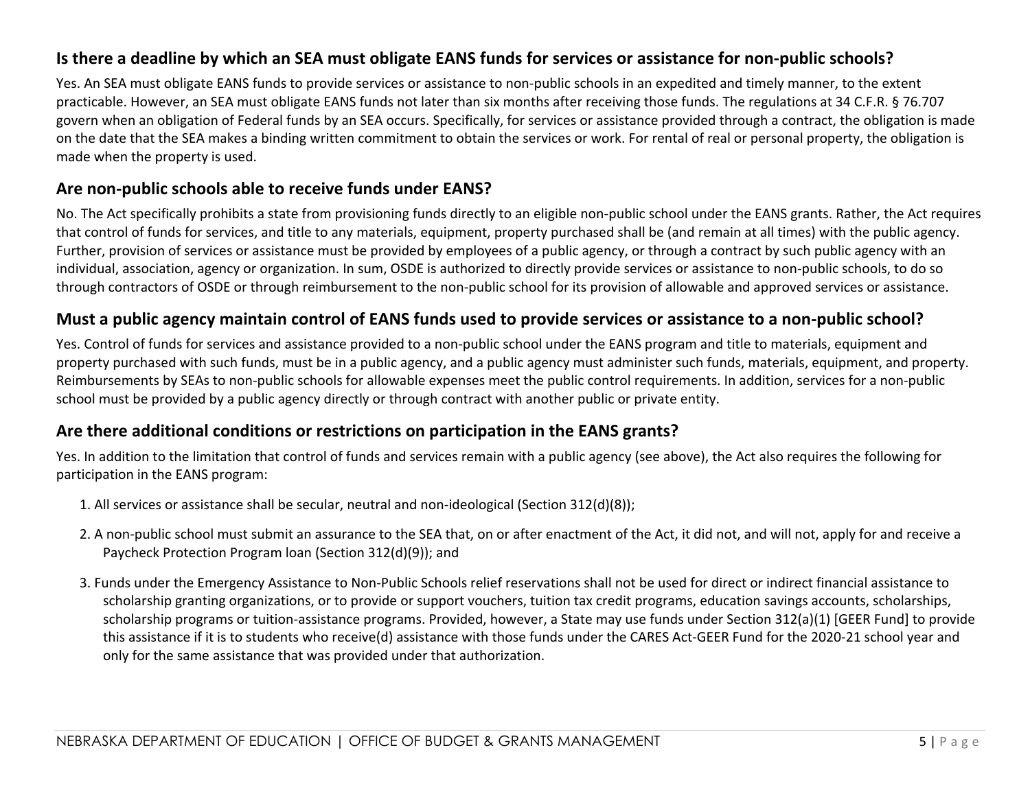### Is there a deadline by which an SEA must obligate EANS funds for services or assistance for non-public schools?

Yes. An SEA must obligate EANS funds to provide services or assistance to non-public schools in an expedited and timely manner, to the extent practicable. However, an SEA must obligate EANS funds not later than six months after receiving those funds. The regulations at 34 C.F.R. § 76.707 govern when an obligation of Federal funds by an SEA occurs. Specifically, for services or assistance provided through a contract, the obligation is made on the date that the SEA makes a binding written commitment to obtain the services or work. For rental of real or personal property, the obligation is made when the property is used.

### Are non-public schools able to receive funds under EANS?

No. The Act specifically prohibits a state from provisioning funds directly to an eligible non-public school under the EANS grants. Rather, the Act requires that control of funds for services, and title to any materials, equipment, property purchased shall be (and remain at all times) with the public agency. Further, provision of services or assistance must be provided by employees of a public agency, or through a contract by such public agency with an individual, association, agency or organization. In sum, OSDE is authorized to directly provide services or assistance to non-public schools, to do so through contractors of OSDE or through reimbursement to the non-public school for its provision of allowable and approved services or assistance.

### Must a public agency maintain control of EANS funds used to provide services or assistance to a non-public school?

Yes. Control of funds for services and assistance provided to a non-public school under the EANS program and title to materials, equipment and property purchased with such funds, must be in a public agency, and a public agency must administer such funds, materials, equipment, and property. Reimbursements by SEAs to non-public schools for allowable expenses meet the public control requirements. In addition, services for a non-public school must be provided by a public agency directly or through contract with another public or private entity.

### Are there additional conditions or restrictions on participation in the EANS grants?

Yes. In addition to the limitation that control of funds and services remain with a public agency (see above), the Act also requires the following for participation in the EANS program:

1. All services or assistance shall be secular, neutral and non-ideological (Section 312(d)(8));
2. A non-public school must submit an assurance to the SEA that, on or after enactment of the Act, it did not, and will not, apply for and receive a Paycheck Protection Program loan (Section 312(d)(9)); and
3. Funds under the Emergency Assistance to Non-Public Schools relief reservations shall not be used for direct or indirect financial assistance to scholarship granting organizations, or to provide or support vouchers, tuition tax credit programs, education savings accounts, scholarships, scholarship programs or tuition-assistance programs. Provided, however, a State may use funds under Section 312(a)(1) [GEER Fund] to provide this assistance if it is to students who receive(d) assistance with those funds under the CARES Act-GEER Fund for the 2020-21 school year and only for the same assistance that was provided under that authorization.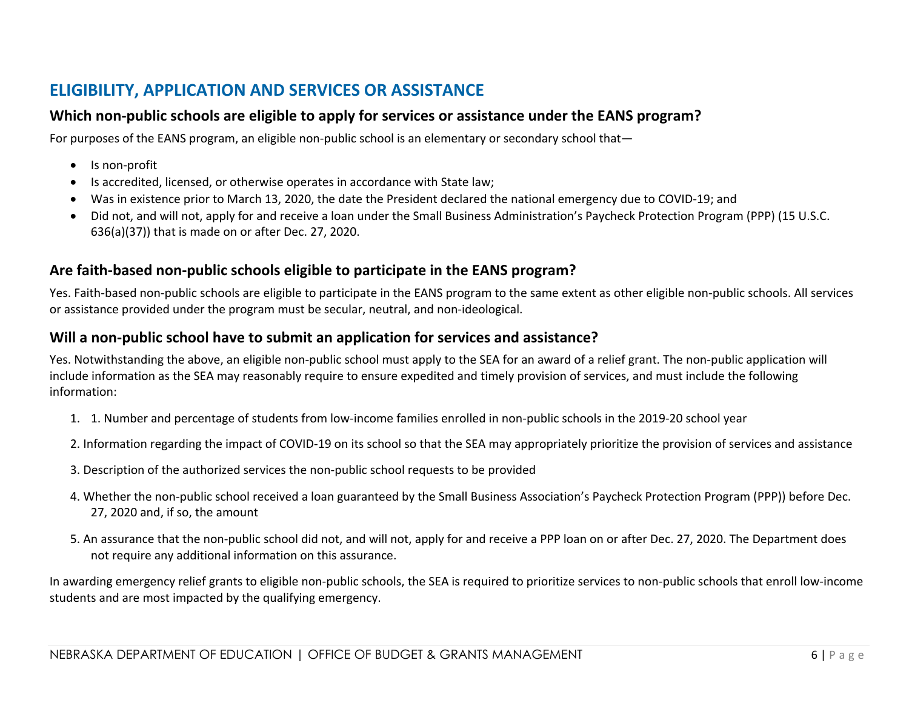## ELIGIBILITY, APPLICATION AND SERVICES OR ASSISTANCE

### Which non-public schools are eligible to apply for services or assistance under the EANS program?

For purposes of the EANS program, an eligible non-public school is an elementary or secondary school that—

- Is non-profit
- Is accredited, licensed, or otherwise operates in accordance with State law;
- Was in existence prior to March 13, 2020, the date the President declared the national emergency due to COVID-19; and
- Did not, and will not, apply for and receive a loan under the Small Business Administration's Paycheck Protection Program (PPP) (15 U.S.C. 636(a)(37)) that is made on or after Dec. 27, 2020.

### Are faith-based non-public schools eligible to participate in the EANS program?

Yes. Faith-based non-public schools are eligible to participate in the EANS program to the same extent as other eligible non-public schools. All services or assistance provided under the program must be secular, neutral, and non-ideological.

### Will a non-public school have to submit an application for services and assistance?

Yes. Notwithstanding the above, an eligible non-public school must apply to the SEA for an award of a relief grant. The non-public application will include information as the SEA may reasonably require to ensure expedited and timely provision of services, and must include the following information:

1. 1. Number and percentage of students from low-income families enrolled in non-public schools in the 2019-20 school year

2. Information regarding the impact of COVID-19 on its school so that the SEA may appropriately prioritize the provision of services and assistance

3. Description of the authorized services the non-public school requests to be provided

4. Whether the non-public school received a loan guaranteed by the Small Business Association's Paycheck Protection Program (PPP)) before Dec. 27, 2020 and, if so, the amount

5. An assurance that the non-public school did not, and will not, apply for and receive a PPP loan on or after Dec. 27, 2020. The Department does not require any additional information on this assurance.

In awarding emergency relief grants to eligible non-public schools, the SEA is required to prioritize services to non-public schools that enroll low-income students and are most impacted by the qualifying emergency.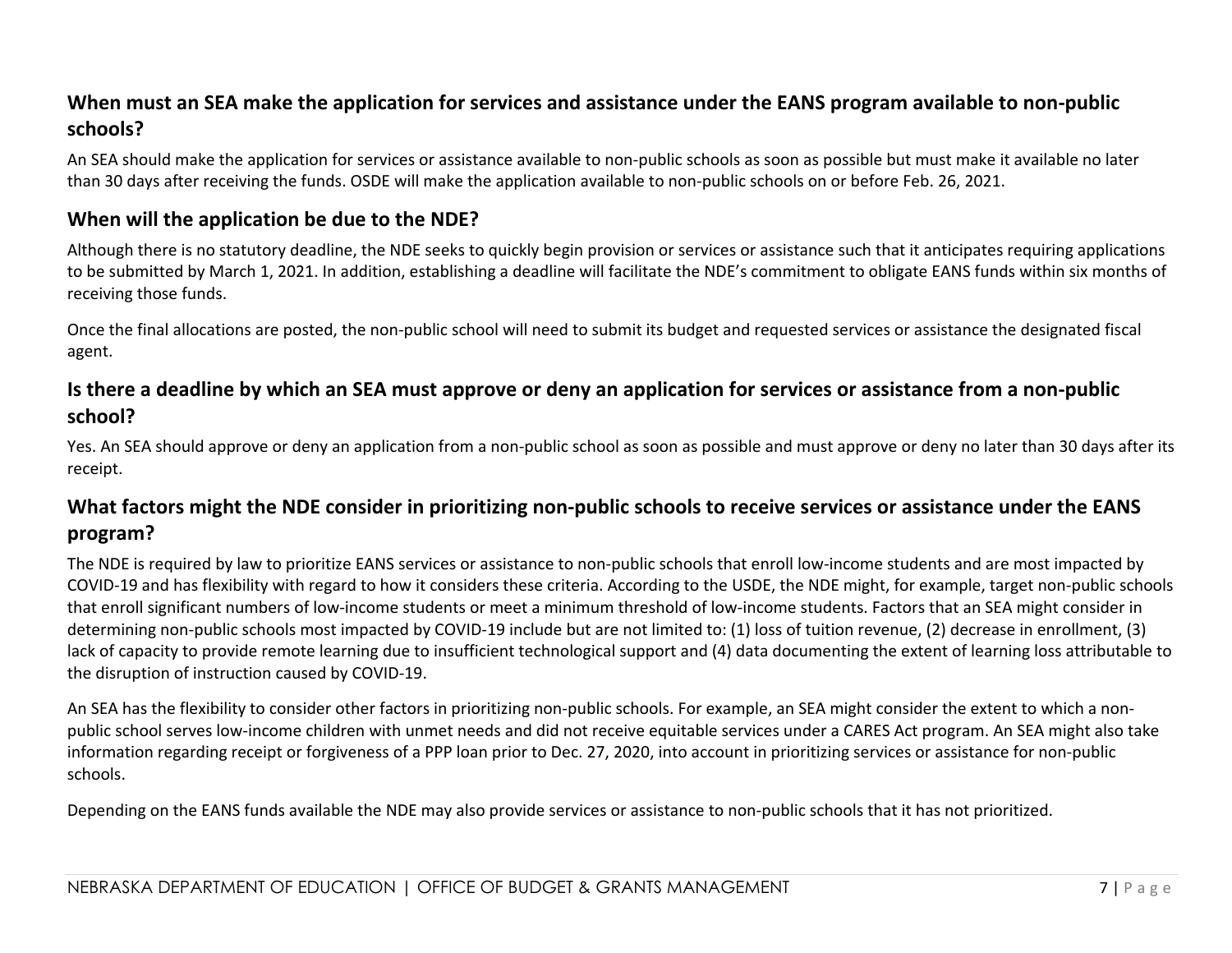### When must an SEA make the application for services and assistance under the EANS program available to non-public schools?

An SEA should make the application for services or assistance available to non-public schools as soon as possible but must make it available no later than 30 days after receiving the funds. OSDE will make the application available to non-public schools on or before Feb. 26, 2021.

### When will the application be due to the NDE?

Although there is no statutory deadline, the NDE seeks to quickly begin provision or services or assistance such that it anticipates requiring applications to be submitted by March 1, 2021. In addition, establishing a deadline will facilitate the NDE's commitment to obligate EANS funds within six months of receiving those funds.

Once the final allocations are posted, the non-public school will need to submit its budget and requested services or assistance the designated fiscal agent.

### Is there a deadline by which an SEA must approve or deny an application for services or assistance from a non-public school?

Yes. An SEA should approve or deny an application from a non-public school as soon as possible and must approve or deny no later than 30 days after its receipt.

### What factors might the NDE consider in prioritizing non-public schools to receive services or assistance under the EANS program?

The NDE is required by law to prioritize EANS services or assistance to non-public schools that enroll low-income students and are most impacted by COVID-19 and has flexibility with regard to how it considers these criteria. According to the USDE, the NDE might, for example, target non-public schools that enroll significant numbers of low-income students or meet a minimum threshold of low-income students. Factors that an SEA might consider in determining non-public schools most impacted by COVID-19 include but are not limited to: (1) loss of tuition revenue, (2) decrease in enrollment, (3) lack of capacity to provide remote learning due to insufficient technological support and (4) data documenting the extent of learning loss attributable to the disruption of instruction caused by COVID-19.

An SEA has the flexibility to consider other factors in prioritizing non-public schools. For example, an SEA might consider the extent to which a non-public school serves low-income children with unmet needs and did not receive equitable services under a CARES Act program. An SEA might also take information regarding receipt or forgiveness of a PPP loan prior to Dec. 27, 2020, into account in prioritizing services or assistance for non-public schools.

Depending on the EANS funds available the NDE may also provide services or assistance to non-public schools that it has not prioritized.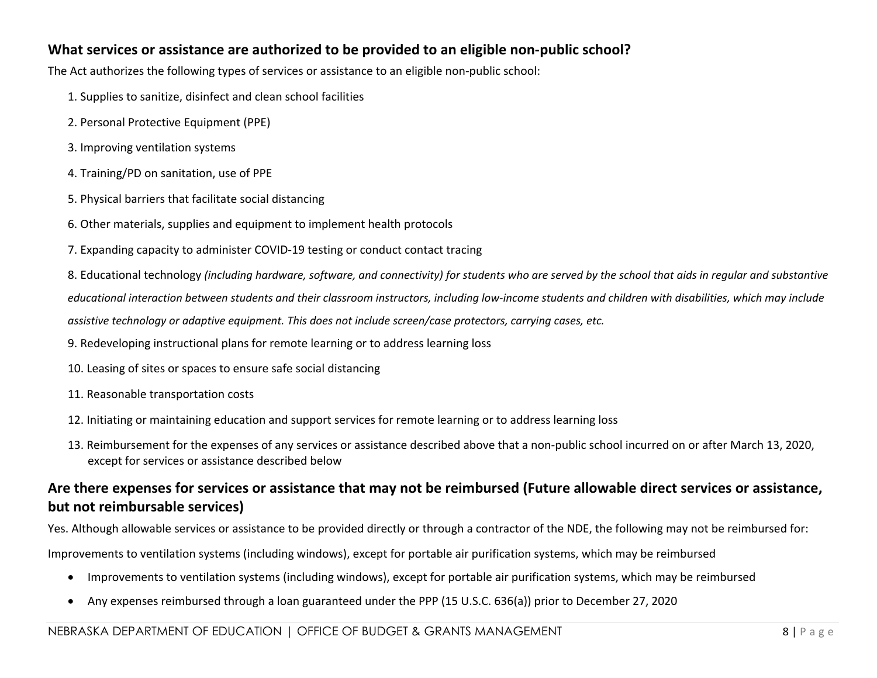## What services or assistance are authorized to be provided to an eligible non-public school?

The Act authorizes the following types of services or assistance to an eligible non-public school:

1. Supplies to sanitize, disinfect and clean school facilities
2. Personal Protective Equipment (PPE)
3. Improving ventilation systems
4. Training/PD on sanitation, use of PPE
5. Physical barriers that facilitate social distancing
6. Other materials, supplies and equipment to implement health protocols
7. Expanding capacity to administer COVID-19 testing or conduct contact tracing
8. Educational technology *(including hardware, software, and connectivity) for students who are served by the school that aids in regular and substantive educational interaction between students and their classroom instructors, including low-income students and children with disabilities, which may include assistive technology or adaptive equipment. This does not include screen/case protectors, carrying cases, etc.*
9. Redeveloping instructional plans for remote learning or to address learning loss
10. Leasing of sites or spaces to ensure safe social distancing
11. Reasonable transportation costs
12. Initiating or maintaining education and support services for remote learning or to address learning loss
13. Reimbursement for the expenses of any services or assistance described above that a non-public school incurred on or after March 13, 2020, except for services or assistance described below

## Are there expenses for services or assistance that may not be reimbursed (Future allowable direct services or assistance, but not reimbursable services)

Yes. Although allowable services or assistance to be provided directly or through a contractor of the NDE, the following may not be reimbursed for:

Improvements to ventilation systems (including windows), except for portable air purification systems, which may be reimbursed

- Improvements to ventilation systems (including windows), except for portable air purification systems, which may be reimbursed
- Any expenses reimbursed through a loan guaranteed under the PPP (15 U.S.C. 636(a)) prior to December 27, 2020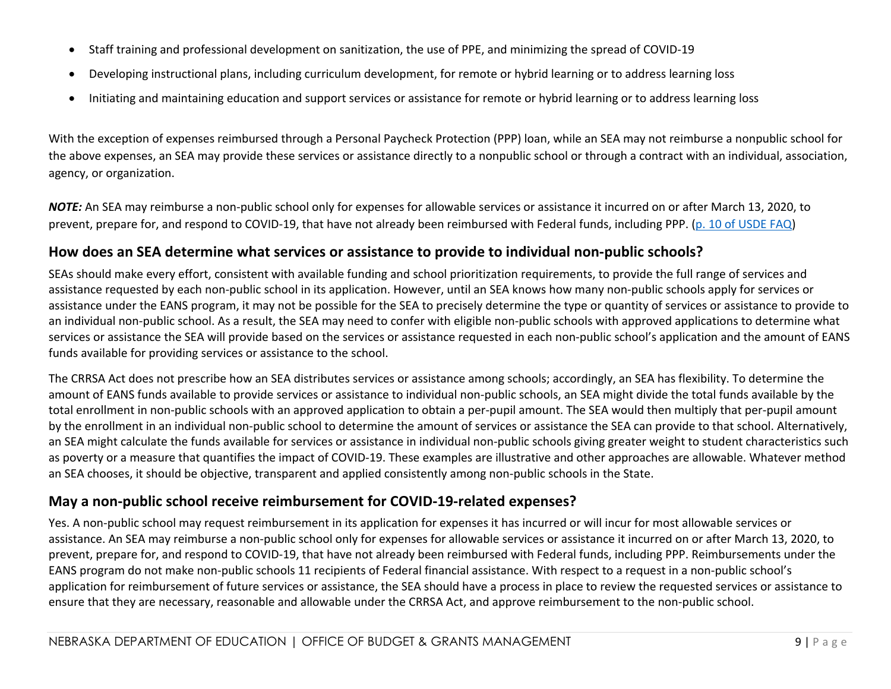- Staff training and professional development on sanitization, the use of PPE, and minimizing the spread of COVID-19
- Developing instructional plans, including curriculum development, for remote or hybrid learning or to address learning loss
- Initiating and maintaining education and support services or assistance for remote or hybrid learning or to address learning loss

With the exception of expenses reimbursed through a Personal Paycheck Protection (PPP) loan, while an SEA may not reimburse a nonpublic school for the above expenses, an SEA may provide these services or assistance directly to a nonpublic school or through a contract with an individual, association, agency, or organization.

***NOTE:*** An SEA may reimburse a non-public school only for expenses for allowable services or assistance it incurred on or after March 13, 2020, to prevent, prepare for, and respond to COVID-19, that have not already been reimbursed with Federal funds, including PPP. (p. 10 of USDE FAQ)

## How does an SEA determine what services or assistance to provide to individual non-public schools?

SEAs should make every effort, consistent with available funding and school prioritization requirements, to provide the full range of services and assistance requested by each non-public school in its application. However, until an SEA knows how many non-public schools apply for services or assistance under the EANS program, it may not be possible for the SEA to precisely determine the type or quantity of services or assistance to provide to an individual non-public school. As a result, the SEA may need to confer with eligible non-public schools with approved applications to determine what services or assistance the SEA will provide based on the services or assistance requested in each non-public school's application and the amount of EANS funds available for providing services or assistance to the school.

The CRRSA Act does not prescribe how an SEA distributes services or assistance among schools; accordingly, an SEA has flexibility. To determine the amount of EANS funds available to provide services or assistance to individual non-public schools, an SEA might divide the total funds available by the total enrollment in non-public schools with an approved application to obtain a per-pupil amount. The SEA would then multiply that per-pupil amount by the enrollment in an individual non-public school to determine the amount of services or assistance the SEA can provide to that school. Alternatively, an SEA might calculate the funds available for services or assistance in individual non-public schools giving greater weight to student characteristics such as poverty or a measure that quantifies the impact of COVID-19. These examples are illustrative and other approaches are allowable. Whatever method an SEA chooses, it should be objective, transparent and applied consistently among non-public schools in the State.

## May a non-public school receive reimbursement for COVID-19-related expenses?

Yes. A non-public school may request reimbursement in its application for expenses it has incurred or will incur for most allowable services or assistance. An SEA may reimburse a non-public school only for expenses for allowable services or assistance it incurred on or after March 13, 2020, to prevent, prepare for, and respond to COVID-19, that have not already been reimbursed with Federal funds, including PPP. Reimbursements under the EANS program do not make non-public schools 11 recipients of Federal financial assistance. With respect to a request in a non-public school's application for reimbursement of future services or assistance, the SEA should have a process in place to review the requested services or assistance to ensure that they are necessary, reasonable and allowable under the CRRSA Act, and approve reimbursement to the non-public school.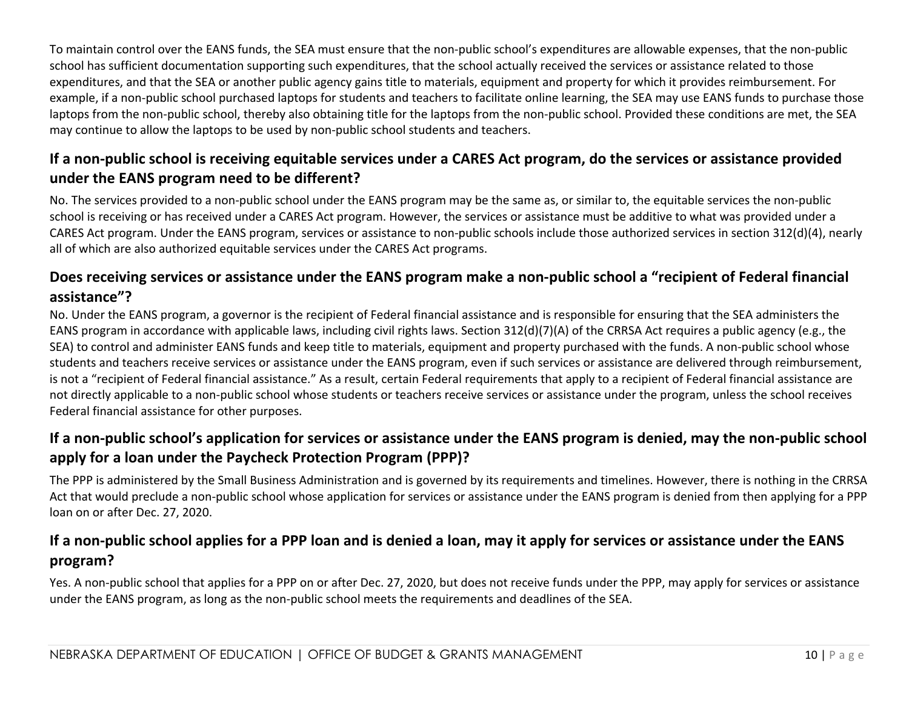To maintain control over the EANS funds, the SEA must ensure that the non-public school's expenditures are allowable expenses, that the non-public school has sufficient documentation supporting such expenditures, that the school actually received the services or assistance related to those expenditures, and that the SEA or another public agency gains title to materials, equipment and property for which it provides reimbursement. For example, if a non-public school purchased laptops for students and teachers to facilitate online learning, the SEA may use EANS funds to purchase those laptops from the non-public school, thereby also obtaining title for the laptops from the non-public school. Provided these conditions are met, the SEA may continue to allow the laptops to be used by non-public school students and teachers.

### If a non-public school is receiving equitable services under a CARES Act program, do the services or assistance provided under the EANS program need to be different?

No. The services provided to a non-public school under the EANS program may be the same as, or similar to, the equitable services the non-public school is receiving or has received under a CARES Act program. However, the services or assistance must be additive to what was provided under a CARES Act program. Under the EANS program, services or assistance to non-public schools include those authorized services in section 312(d)(4), nearly all of which are also authorized equitable services under the CARES Act programs.

### Does receiving services or assistance under the EANS program make a non-public school a "recipient of Federal financial assistance"?

No. Under the EANS program, a governor is the recipient of Federal financial assistance and is responsible for ensuring that the SEA administers the EANS program in accordance with applicable laws, including civil rights laws. Section 312(d)(7)(A) of the CRRSA Act requires a public agency (e.g., the SEA) to control and administer EANS funds and keep title to materials, equipment and property purchased with the funds. A non-public school whose students and teachers receive services or assistance under the EANS program, even if such services or assistance are delivered through reimbursement, is not a "recipient of Federal financial assistance." As a result, certain Federal requirements that apply to a recipient of Federal financial assistance are not directly applicable to a non-public school whose students or teachers receive services or assistance under the program, unless the school receives Federal financial assistance for other purposes.

### If a non-public school's application for services or assistance under the EANS program is denied, may the non-public school apply for a loan under the Paycheck Protection Program (PPP)?

The PPP is administered by the Small Business Administration and is governed by its requirements and timelines. However, there is nothing in the CRRSA Act that would preclude a non-public school whose application for services or assistance under the EANS program is denied from then applying for a PPP loan on or after Dec. 27, 2020.

### If a non-public school applies for a PPP loan and is denied a loan, may it apply for services or assistance under the EANS program?

Yes. A non-public school that applies for a PPP on or after Dec. 27, 2020, but does not receive funds under the PPP, may apply for services or assistance under the EANS program, as long as the non-public school meets the requirements and deadlines of the SEA.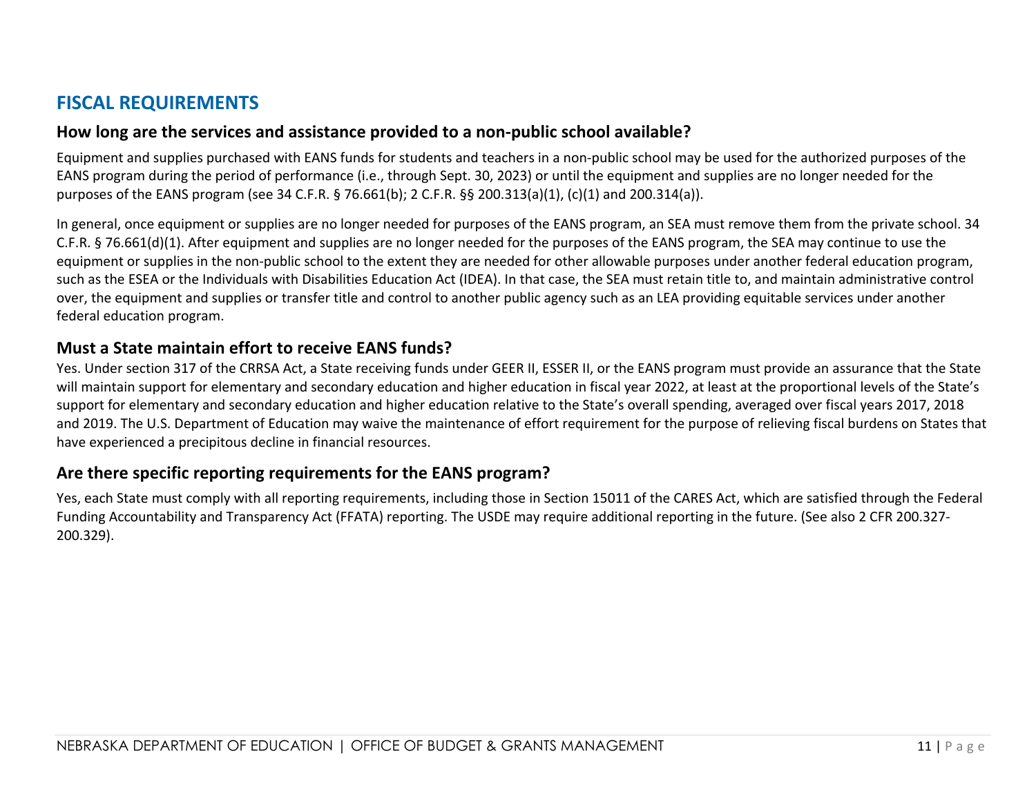# FISCAL REQUIREMENTS

## How long are the services and assistance provided to a non-public school available?

Equipment and supplies purchased with EANS funds for students and teachers in a non-public school may be used for the authorized purposes of the EANS program during the period of performance (i.e., through Sept. 30, 2023) or until the equipment and supplies are no longer needed for the purposes of the EANS program (see 34 C.F.R. § 76.661(b); 2 C.F.R. §§ 200.313(a)(1), (c)(1) and 200.314(a)).

In general, once equipment or supplies are no longer needed for purposes of the EANS program, an SEA must remove them from the private school. 34 C.F.R. § 76.661(d)(1). After equipment and supplies are no longer needed for the purposes of the EANS program, the SEA may continue to use the equipment or supplies in the non-public school to the extent they are needed for other allowable purposes under another federal education program, such as the ESEA or the Individuals with Disabilities Education Act (IDEA). In that case, the SEA must retain title to, and maintain administrative control over, the equipment and supplies or transfer title and control to another public agency such as an LEA providing equitable services under another federal education program.

## Must a State maintain effort to receive EANS funds?

Yes. Under section 317 of the CRRSA Act, a State receiving funds under GEER II, ESSER II, or the EANS program must provide an assurance that the State will maintain support for elementary and secondary education and higher education in fiscal year 2022, at least at the proportional levels of the State's support for elementary and secondary education and higher education relative to the State's overall spending, averaged over fiscal years 2017, 2018 and 2019. The U.S. Department of Education may waive the maintenance of effort requirement for the purpose of relieving fiscal burdens on States that have experienced a precipitous decline in financial resources.

## Are there specific reporting requirements for the EANS program?

Yes, each State must comply with all reporting requirements, including those in Section 15011 of the CARES Act, which are satisfied through the Federal Funding Accountability and Transparency Act (FFATA) reporting. The USDE may require additional reporting in the future. (See also 2 CFR 200.327-200.329).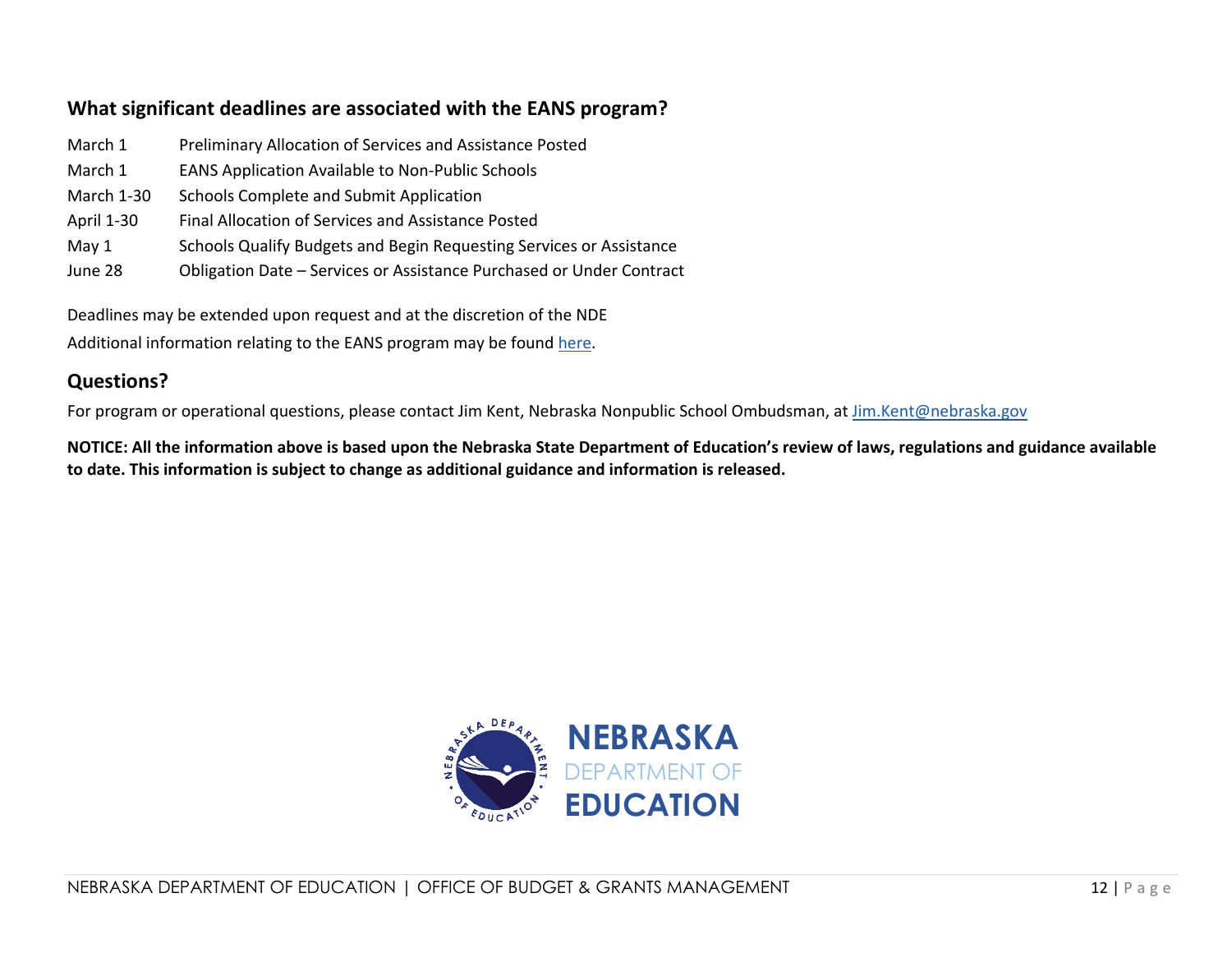## What significant deadlines are associated with the EANS program?

| | |
|---|---|
| March 1 | Preliminary Allocation of Services and Assistance Posted |
| March 1 | EANS Application Available to Non-Public Schools |
| March 1-30 | Schools Complete and Submit Application |
| April 1-30 | Final Allocation of Services and Assistance Posted |
| May 1 | Schools Qualify Budgets and Begin Requesting Services or Assistance |
| June 28 | Obligation Date – Services or Assistance Purchased or Under Contract |

Deadlines may be extended upon request and at the discretion of the NDE

Additional information relating to the EANS program may be found here.

## Questions?

For program or operational questions, please contact Jim Kent, Nebraska Nonpublic School Ombudsman, at Jim.Kent@nebraska.gov

**NOTICE: All the information above is based upon the Nebraska State Department of Education's review of laws, regulations and guidance available to date. This information is subject to change as additional guidance and information is released.**

NEBRASKA DEPARTMENT OF EDUCATION